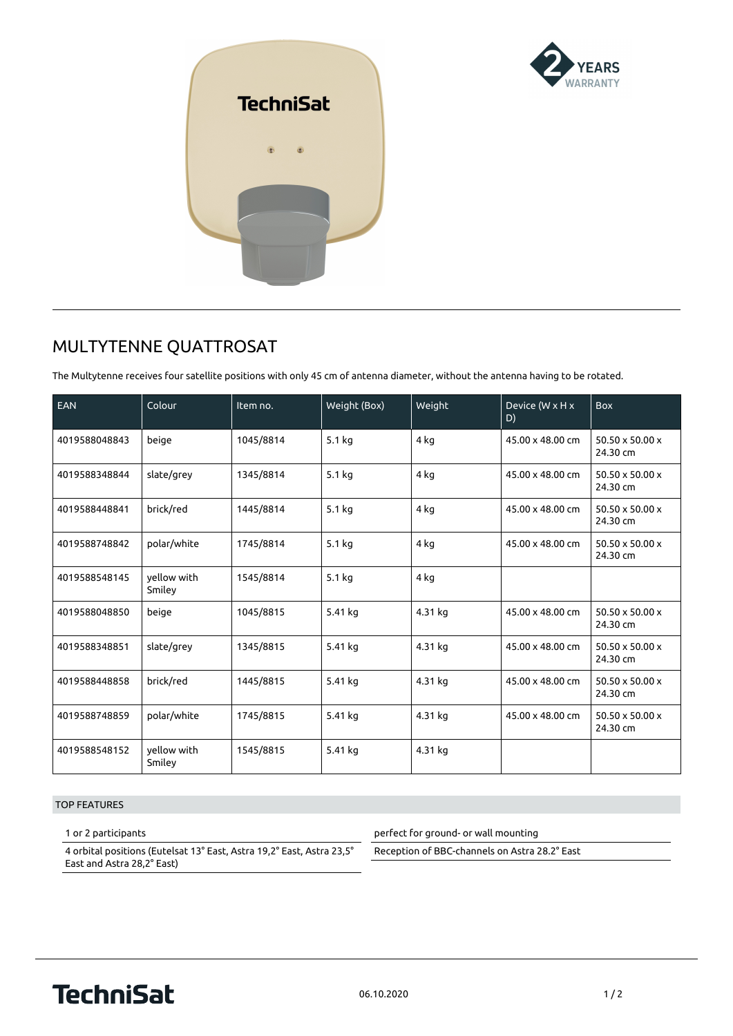# MULTYTENNE QUATTROSAT

The Multytenne receives four satellite positions with only 45 cm of antenna diameter, without the antenna having to be rotated.

| EAN | Colour | Item no. | Weight (Box) | Weight | Device (W x H x D) | Box |
|---|---|---|---|---|---|---|
| 4019588048843 | beige | 1045/8814 | 5.1 kg | 4 kg | 45.00 x 48.00 cm | 50.50 x 50.00 x 24.30 cm |
| 4019588348844 | slate/grey | 1345/8814 | 5.1 kg | 4 kg | 45.00 x 48.00 cm | 50.50 x 50.00 x 24.30 cm |
| 4019588448841 | brick/red | 1445/8814 | 5.1 kg | 4 kg | 45.00 x 48.00 cm | 50.50 x 50.00 x 24.30 cm |
| 4019588748842 | polar/white | 1745/8814 | 5.1 kg | 4 kg | 45.00 x 48.00 cm | 50.50 x 50.00 x 24.30 cm |
| 4019588548145 | yellow with Smiley | 1545/8814 | 5.1 kg | 4 kg | | |
| 4019588048850 | beige | 1045/8815 | 5.41 kg | 4.31 kg | 45.00 x 48.00 cm | 50.50 x 50.00 x 24.30 cm |
| 4019588348851 | slate/grey | 1345/8815 | 5.41 kg | 4.31 kg | 45.00 x 48.00 cm | 50.50 x 50.00 x 24.30 cm |
| 4019588448858 | brick/red | 1445/8815 | 5.41 kg | 4.31 kg | 45.00 x 48.00 cm | 50.50 x 50.00 x 24.30 cm |
| 4019588748859 | polar/white | 1745/8815 | 5.41 kg | 4.31 kg | 45.00 x 48.00 cm | 50.50 x 50.00 x 24.30 cm |
| 4019588548152 | yellow with Smiley | 1545/8815 | 5.41 kg | 4.31 kg | | |

## TOP FEATURES

- 1 or 2 participants
- 4 orbital positions (Eutelsat 13° East, Astra 19,2° East, Astra 23,5° East and Astra 28,2° East)
- perfect for ground- or wall mounting
- Reception of BBC-channels on Astra 28.2° East

06.10.2020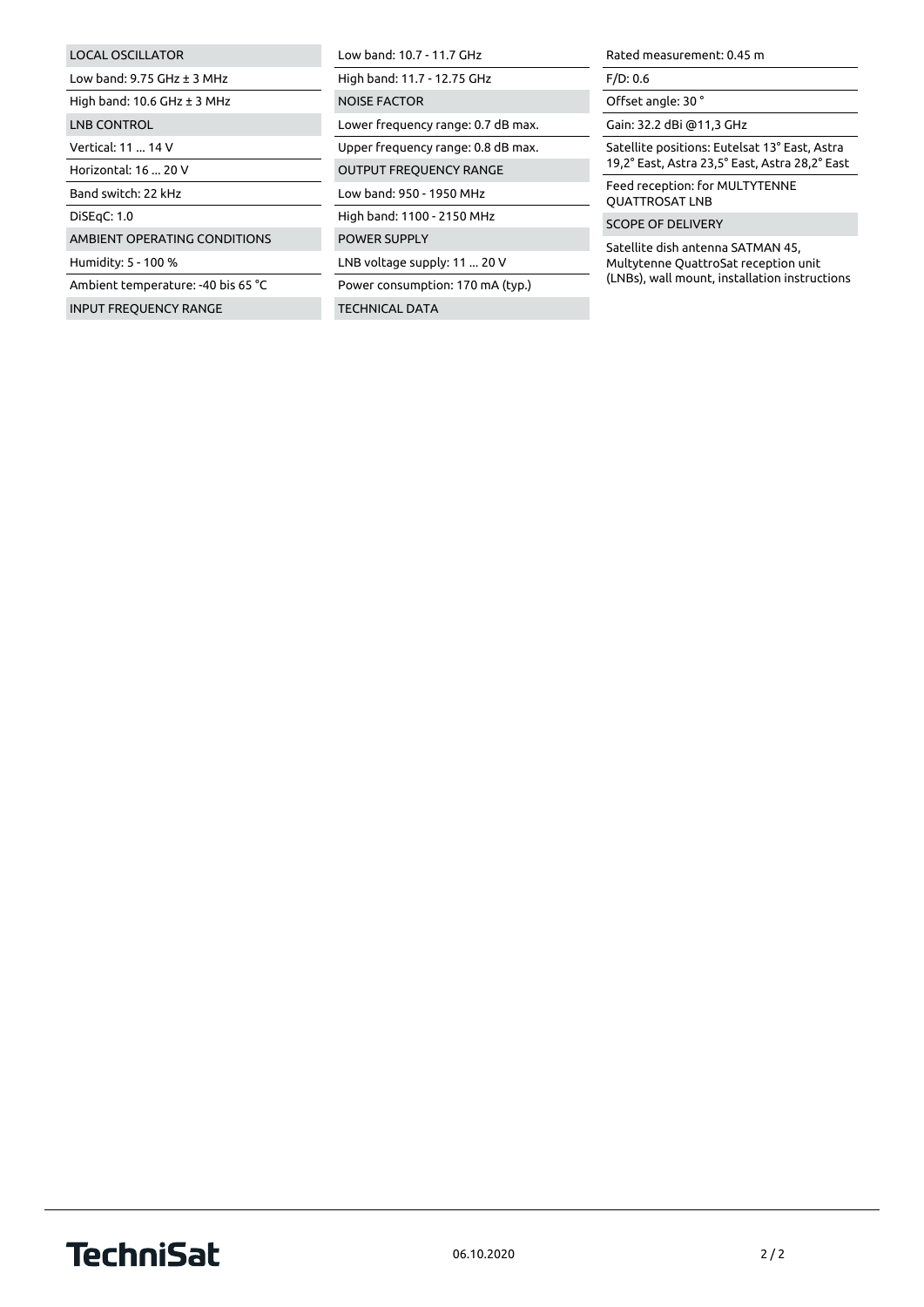### LOCAL OSCILLATOR

Low band: 9.75 GHz ± 3 MHz

High band: 10.6 GHz ± 3 MHz

### LNB CONTROL

Vertical: 11 ... 14 V

Horizontal: 16 ... 20 V

Band switch: 22 kHz

DiSEqC: 1.0

### AMBIENT OPERATING CONDITIONS

Humidity: 5 - 100 %

Ambient temperature: -40 bis 65 °C

### INPUT FREQUENCY RANGE

Low band: 10.7 - 11.7 GHz

High band: 11.7 - 12.75 GHz

### NOISE FACTOR

Lower frequency range: 0.7 dB max.

Upper frequency range: 0.8 dB max.

### OUTPUT FREQUENCY RANGE

Low band: 950 - 1950 MHz

High band: 1100 - 2150 MHz

### POWER SUPPLY

LNB voltage supply: 11 ... 20 V

Power consumption: 170 mA (typ.)

### TECHNICAL DATA

Rated measurement: 0.45 m

F/D: 0.6

Offset angle: 30 °

Gain: 32.2 dBi @11,3 GHz

Satellite positions: Eutelsat 13° East, Astra 19,2° East, Astra 23,5° East, Astra 28,2° East

Feed reception: for MULTYTENNE QUATTROSAT LNB

### SCOPE OF DELIVERY

Satellite dish antenna SATMAN 45, Multytenne QuattroSat reception unit (LNBs), wall mount, installation instructions

TechniSat

06.10.2020